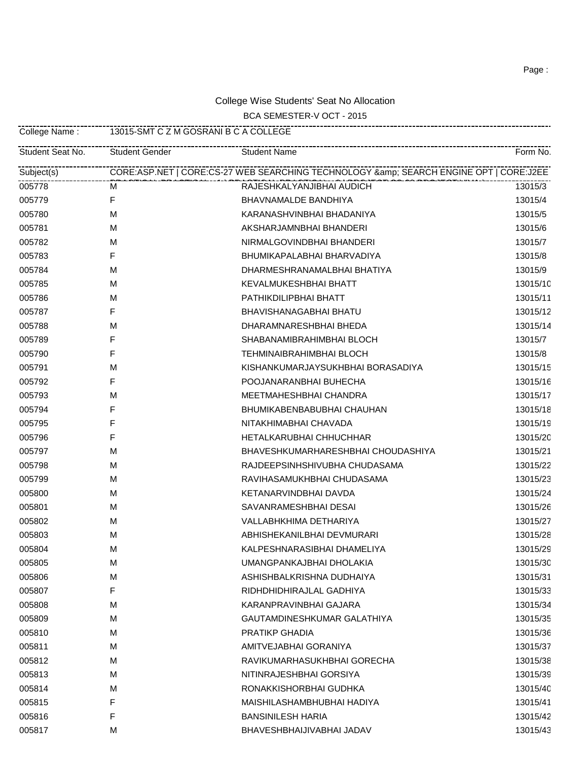College Wise Students' Seat No Allocation

BCA SEMESTER-V OCT - 2015

College Name : 13015-SMT C Z M GOSRANI B C A COLLEGE

| Student Seat No. | Student Gender | Student Name | Form No. |
|---|---|---|---|
| Subject(s) | CORE:ASP.NET \| CORE:CS-27 WEB SEARCHING TECHNOLOGY &amp; SEARCH ENGINE OPT \| CORE:J2EE | | |
| 005778 | M | RAJESHKALYANJIBHAI AUDICH | 13015/3 |
| 005779 | F | BHAVNAMALDE BANDHIYA | 13015/4 |
| 005780 | M | KARANASHVINBHAI BHADANIYA | 13015/5 |
| 005781 | M | AKSHARJAMNBHAI BHANDERI | 13015/6 |
| 005782 | M | NIRMALGOVINDBHAI BHANDERI | 13015/7 |
| 005783 | F | BHUMIKAPALABHAI BHARVADIYA | 13015/8 |
| 005784 | M | DHARMESHRANAMALBHAI BHATIYA | 13015/9 |
| 005785 | M | KEVALMUKESHBHAI BHATT | 13015/10 |
| 005786 | M | PATHIKDILIPBHAI BHATT | 13015/11 |
| 005787 | F | BHAVISHANAGABHAI BHATU | 13015/12 |
| 005788 | M | DHARAMNARESHBHAI BHEDA | 13015/14 |
| 005789 | F | SHABANAMIBRAHIMBHAI BLOCH | 13015/7 |
| 005790 | F | TEHMINAIBRAHIMBHAI BLOCH | 13015/8 |
| 005791 | M | KISHANKUMARJAYSUKHBHAI BORASADIYA | 13015/15 |
| 005792 | F | POOJANARANBHAI BUHECHA | 13015/16 |
| 005793 | M | MEETMAHESHBHAI CHANDRA | 13015/17 |
| 005794 | F | BHUMIKABENBABUBHAI CHAUHAN | 13015/18 |
| 005795 | F | NITAKHIMABHAI CHAVADA | 13015/19 |
| 005796 | F | HETALKARUBHAI CHHUCHHAR | 13015/20 |
| 005797 | M | BHAVESHKUMARHARESHBHAI CHOUDASHIYA | 13015/21 |
| 005798 | M | RAJDEEPSINHSHIVUBHA CHUDASAMA | 13015/22 |
| 005799 | M | RAVIHASAMUKHBHAI CHUDASAMA | 13015/23 |
| 005800 | M | KETANARVINDBHAI DAVDA | 13015/24 |
| 005801 | M | SAVANRAMESHBHAI DESAI | 13015/26 |
| 005802 | M | VALLABHKHIMA DETHARIYA | 13015/27 |
| 005803 | M | ABHISHEKANILBHAI DEVMURARI | 13015/28 |
| 005804 | M | KALPESHNARASIBHAI DHAMELIYA | 13015/29 |
| 005805 | M | UMANGPANKAJBHAI DHOLAKIA | 13015/30 |
| 005806 | M | ASHISHBALKRISHNA DUDHAIYA | 13015/31 |
| 005807 | F | RIDHDHIDHIRAJLAL GADHIYA | 13015/33 |
| 005808 | M | KARANPRAVINBHAI GAJARA | 13015/34 |
| 005809 | M | GAUTAMDINESHKUMAR GALATHIYA | 13015/35 |
| 005810 | M | PRATIKP GHADIA | 13015/36 |
| 005811 | M | AMITVEJABHAI GORANIYA | 13015/37 |
| 005812 | M | RAVIKUMARHASUKHBHAI GORECHA | 13015/38 |
| 005813 | M | NITINRAJESHBHAI GORSIYA | 13015/39 |
| 005814 | M | RONAKKISHORBHAI GUDHKA | 13015/40 |
| 005815 | F | MAISHILASHAMBHUBHAI HADIYA | 13015/41 |
| 005816 | F | BANSINILESH HARIA | 13015/42 |
| 005817 | M | BHAVESHBHAIJIVABHAI JADAV | 13015/43 |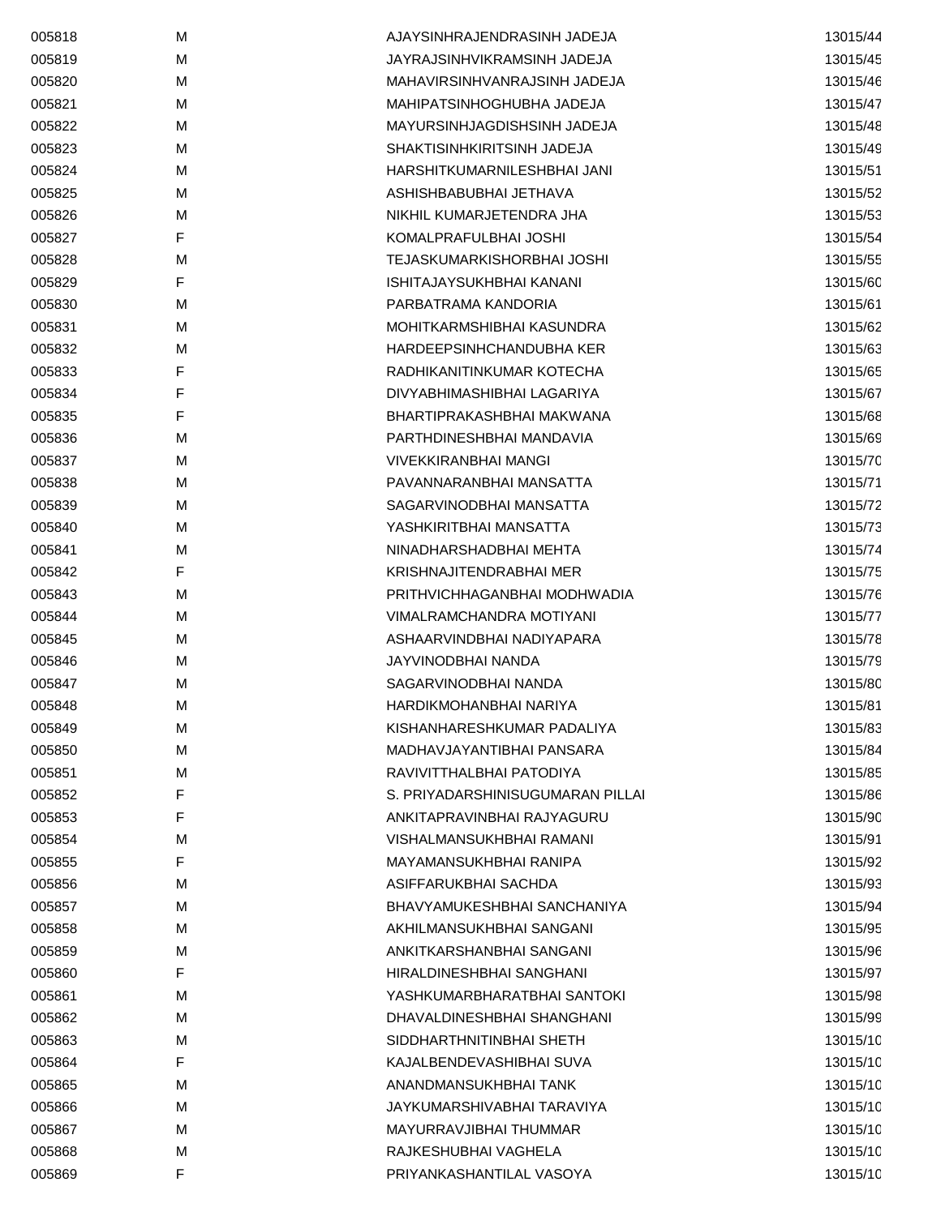| | | | |
|---|---|---|---|
| 005818 | M | AJAYSINHRAJENDRASINH JADEJA | 13015/44 |
| 005819 | M | JAYRAJSINHVIKRAMSINH JADEJA | 13015/45 |
| 005820 | M | MAHAVIRSINHVANRAJSINH JADEJA | 13015/46 |
| 005821 | M | MAHIPATSINHOGHUBHA JADEJA | 13015/47 |
| 005822 | M | MAYURSINHJAGDISHSINH JADEJA | 13015/48 |
| 005823 | M | SHAKTISINHKIRITSINH JADEJA | 13015/49 |
| 005824 | M | HARSHITKUMARNILESHBHAI JANI | 13015/51 |
| 005825 | M | ASHISHBABUBHAI JETHAVA | 13015/52 |
| 005826 | M | NIKHIL KUMARJETENDRA JHA | 13015/53 |
| 005827 | F | KOMALPRAFULBHAI JOSHI | 13015/54 |
| 005828 | M | TEJASKUMARKISHORBHAI JOSHI | 13015/55 |
| 005829 | F | ISHITAJAYSUKHBHAI KANANI | 13015/60 |
| 005830 | M | PARBATRAMA KANDORIA | 13015/61 |
| 005831 | M | MOHITKARMSHIBHAI KASUNDRA | 13015/62 |
| 005832 | M | HARDEEPSINHCHANDUBHA KER | 13015/63 |
| 005833 | F | RADHIKANITINKUMAR KOTECHA | 13015/65 |
| 005834 | F | DIVYABHIMASHIBHAI LAGARIYA | 13015/67 |
| 005835 | F | BHARTIPRAKASHBHAI MAKWANA | 13015/68 |
| 005836 | M | PARTHDINESHBHAI MANDAVIA | 13015/69 |
| 005837 | M | VIVEKKIRANBHAI MANGI | 13015/70 |
| 005838 | M | PAVANNARANBHAI MANSATTA | 13015/71 |
| 005839 | M | SAGARVINODBHAI MANSATTA | 13015/72 |
| 005840 | M | YASHKIRITBHAI MANSATTA | 13015/73 |
| 005841 | M | NINADHARSHADBHAI MEHTA | 13015/74 |
| 005842 | F | KRISHNAJITENDRABHAI MER | 13015/75 |
| 005843 | M | PRITHVICHHAGANBHAI MODHWADIA | 13015/76 |
| 005844 | M | VIMALRAMCHANDRA MOTIYANI | 13015/77 |
| 005845 | M | ASHAARVINDBHAI NADIYAPARA | 13015/78 |
| 005846 | M | JAYVINODBHAI NANDA | 13015/79 |
| 005847 | M | SAGARVINODBHAI NANDA | 13015/80 |
| 005848 | M | HARDIKMOHANBHAI NARIYA | 13015/81 |
| 005849 | M | KISHANHARESHKUMAR PADALIYA | 13015/83 |
| 005850 | M | MADHAVJAYANTIBHAI PANSARA | 13015/84 |
| 005851 | M | RAVIVITTHALBHAI PATODIYA | 13015/85 |
| 005852 | F | S. PRIYADARSHINISUGUMARAN PILLAI | 13015/86 |
| 005853 | F | ANKITAPRAVINBHAI RAJYAGURU | 13015/90 |
| 005854 | M | VISHALMANSUKHBHAI RAMANI | 13015/91 |
| 005855 | F | MAYAMANSUKHBHAI RANIPA | 13015/92 |
| 005856 | M | ASIFFARUKBHAI SACHDA | 13015/93 |
| 005857 | M | BHAVYAMUKESHBHAI SANCHANIYA | 13015/94 |
| 005858 | M | AKHILMANSUKHBHAI SANGANI | 13015/95 |
| 005859 | M | ANKITKARSHANBHAI SANGANI | 13015/96 |
| 005860 | F | HIRALDINESHBHAI SANGHANI | 13015/97 |
| 005861 | M | YASHKUMARBHARATBHAI SANTOKI | 13015/98 |
| 005862 | M | DHAVALDINESHBHAI SHANGHANI | 13015/99 |
| 005863 | M | SIDDHARTHNITINBHAI SHETH | 13015/10 |
| 005864 | F | KAJALBENDEVASHIBHAI SUVA | 13015/10 |
| 005865 | M | ANANDMANSUKHBHAI TANK | 13015/10 |
| 005866 | M | JAYKUMARSHIVABHAI TARAVIYA | 13015/10 |
| 005867 | M | MAYURRAVJIBHAI THUMMAR | 13015/10 |
| 005868 | M | RAJKESHUBHAI VAGHELA | 13015/10 |
| 005869 | F | PRIYANKASHANTILAL VASOYA | 13015/10 |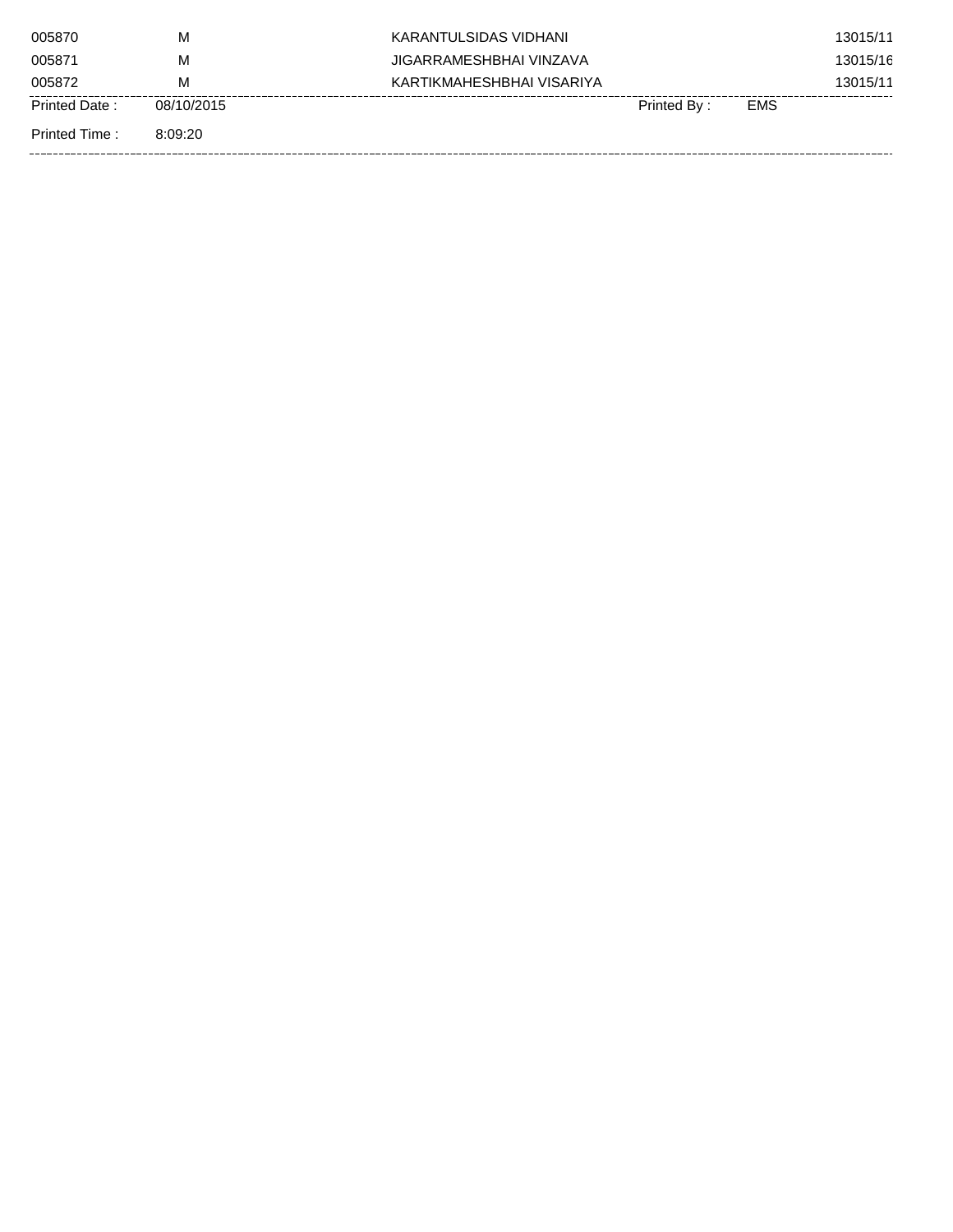| | | | |
|---|---|---|---|
| 005870 | M | KARANTULSIDAS VIDHANI | 13015/11 |
| 005871 | M | JIGARRAMESHBHAI VINZAVA | 13015/16 |
| 005872 | M | KARTIKMAHESHBHAI VISARIYA | 13015/11 |

Printed Date : 08/10/2015 Printed By : EMS

Printed Time : 8:09:20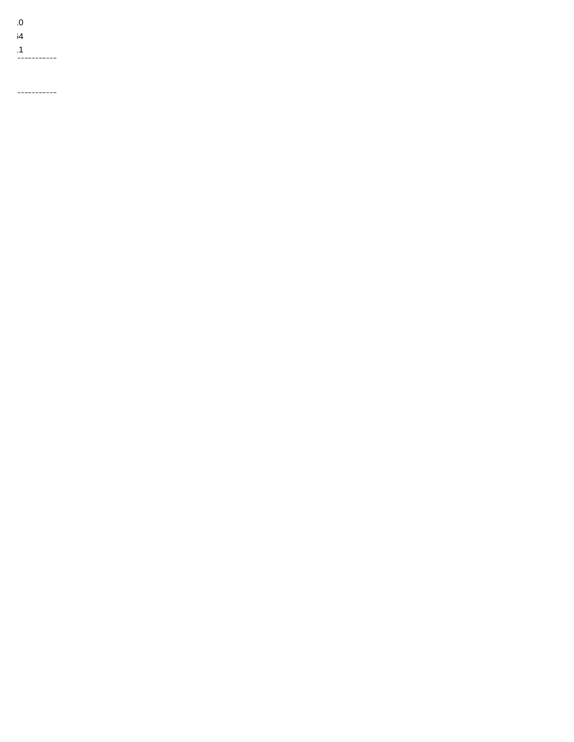.0

;4

.1

-----------

-----------